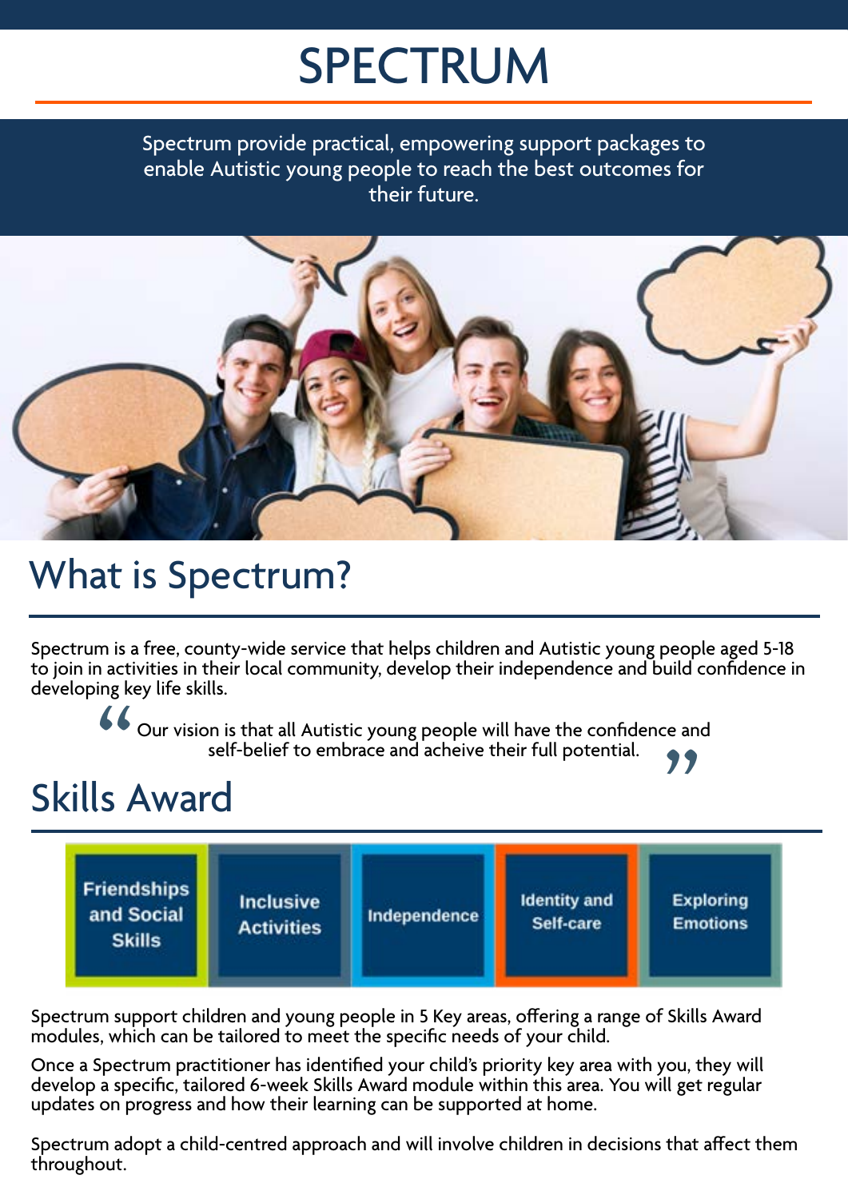# SPECTRUM

Spectrum provide practical, empowering support packages to enable Autistic young people to reach the best outcomes for their future.

## What is Spectrum?

Spectrum is a free, county-wide service that helps children and Autistic young people aged 5-18 to join in activities in their local community, develop their independence and build confidence in developing key life skills.

> "Our vision is that all Autistic young people will have the confidence and self-belief to embrace and acheive their full potential."

## Skills Award

| Friendships and Social Skills | Inclusive Activities | Independence | Identity and Self-care | Exploring Emotions |
|---|---|---|---|---|

Spectrum support children and young people in 5 Key areas, offering a range of Skills Award modules, which can be tailored to meet the specific needs of your child.

Once a Spectrum practitioner has identified your child's priority key area with you, they will develop a specific, tailored 6-week Skills Award module within this area. You will get regular updates on progress and how their learning can be supported at home.

Spectrum adopt a child-centred approach and will involve children in decisions that affect them throughout.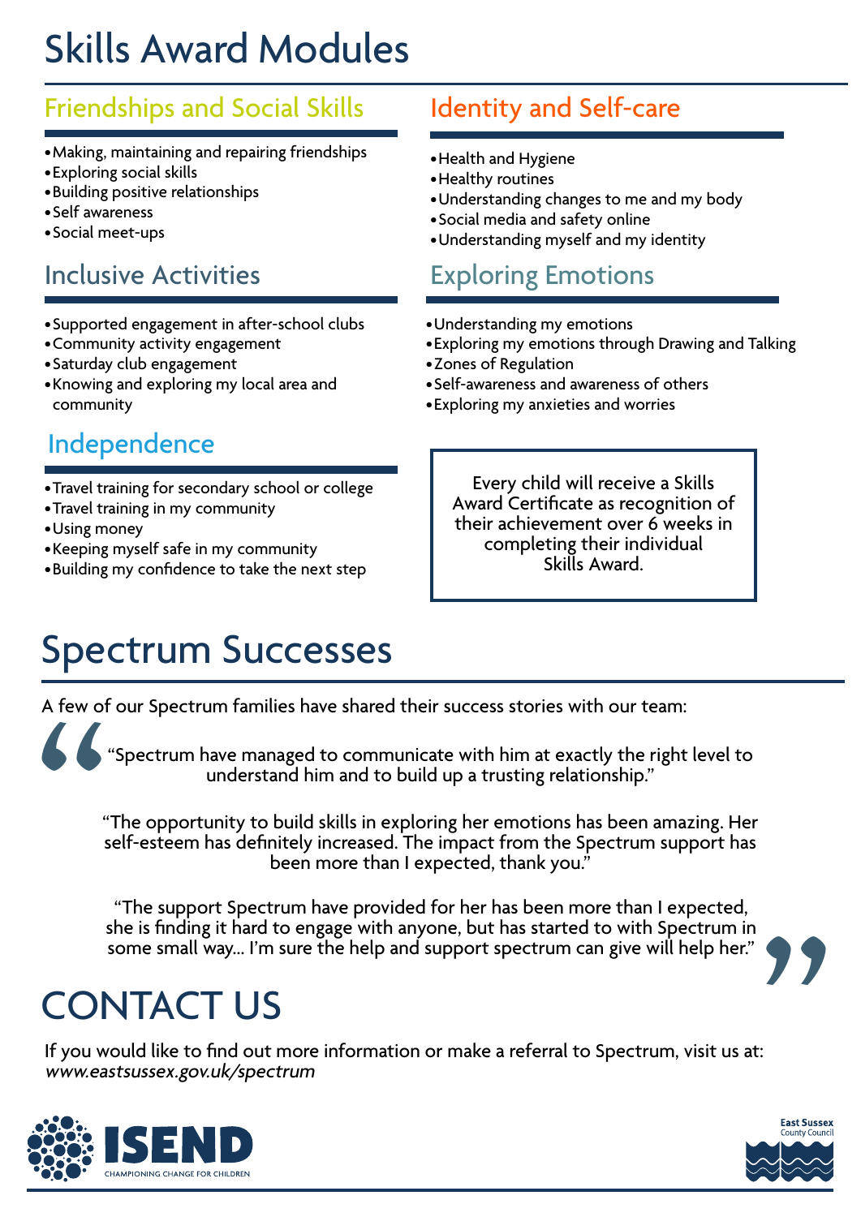# Skills Award Modules

## Friendships and Social Skills

- Making, maintaining and repairing friendships
- Exploring social skills
- Building positive relationships
- Self awareness
- Social meet-ups

## Inclusive Activities

- Supported engagement in after-school clubs
- Community activity engagement
- Saturday club engagement
- Knowing and exploring my local area and community

## Independence

- Travel training for secondary school or college
- Travel training in my community
- Using money
- Keeping myself safe in my community
- Building my confidence to take the next step

## Identity and Self-care

- Health and Hygiene
- Healthy routines
- Understanding changes to me and my body
- Social media and safety online
- Understanding myself and my identity

## Exploring Emotions

- Understanding my emotions
- Exploring my emotions through Drawing and Talking
- Zones of Regulation
- Self-awareness and awareness of others
- Exploring my anxieties and worries

Every child will receive a Skills Award Certificate as recognition of their achievement over 6 weeks in completing their individual Skills Award.

# Spectrum Successes

A few of our Spectrum families have shared their success stories with our team:

"Spectrum have managed to communicate with him at exactly the right level to understand him and to build up a trusting relationship."

"The opportunity to build skills in exploring her emotions has been amazing. Her self-esteem has definitely increased. The impact from the Spectrum support has been more than I expected, thank you."

"The support Spectrum have provided for her has been more than I expected, she is finding it hard to engage with anyone, but has started to with Spectrum in some small way... I'm sure the help and support spectrum can give will help her."

# CONTACT US

If you would like to find out more information or make a referral to Spectrum, visit us at:
*www.eastsussex.gov.uk/spectrum*

ISEND
CHAMPIONING CHANGE FOR CHILDREN

East Sussex County Council